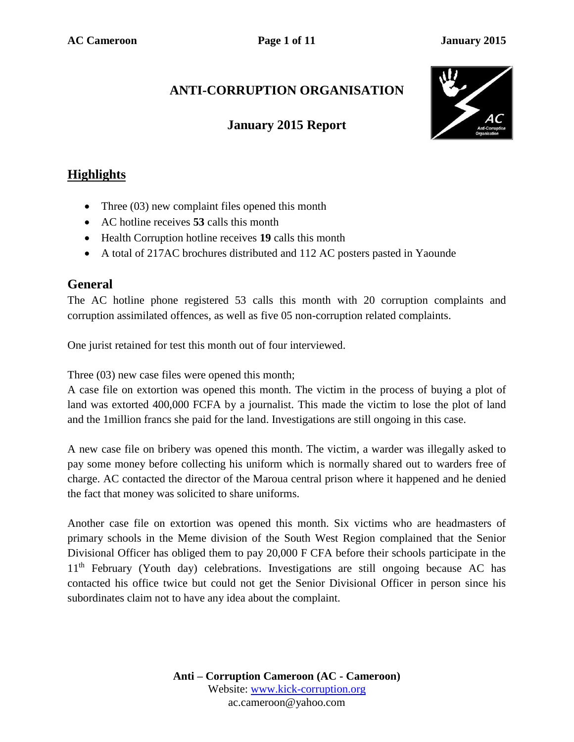# ANTI-CORRUPTION ORGANISATION

## January 2015 Report

## Highlights

- Three (03) new complaint files opened this month
- AC hotline receives **53** calls this month
- Health Corruption hotline receives **19** calls this month
- A total of 217AC brochures distributed and 112 AC posters pasted in Yaounde

## General

The AC hotline phone registered 53 calls this month with 20 corruption complaints and corruption assimilated offences, as well as five 05 non-corruption related complaints.

One jurist retained for test this month out of four interviewed.

Three (03) new case files were opened this month;
A case file on extortion was opened this month. The victim in the process of buying a plot of land was extorted 400,000 FCFA by a journalist. This made the victim to lose the plot of land and the 1million francs she paid for the land. Investigations are still ongoing in this case.

A new case file on bribery was opened this month. The victim, a warder was illegally asked to pay some money before collecting his uniform which is normally shared out to warders free of charge. AC contacted the director of the Maroua central prison where it happened and he denied the fact that money was solicited to share uniforms.

Another case file on extortion was opened this month. Six victims who are headmasters of primary schools in the Meme division of the South West Region complained that the Senior Divisional Officer has obliged them to pay 20,000 F CFA before their schools participate in the 11th February (Youth day) celebrations. Investigations are still ongoing because AC has contacted his office twice but could not get the Senior Divisional Officer in person since his subordinates claim not to have any idea about the complaint.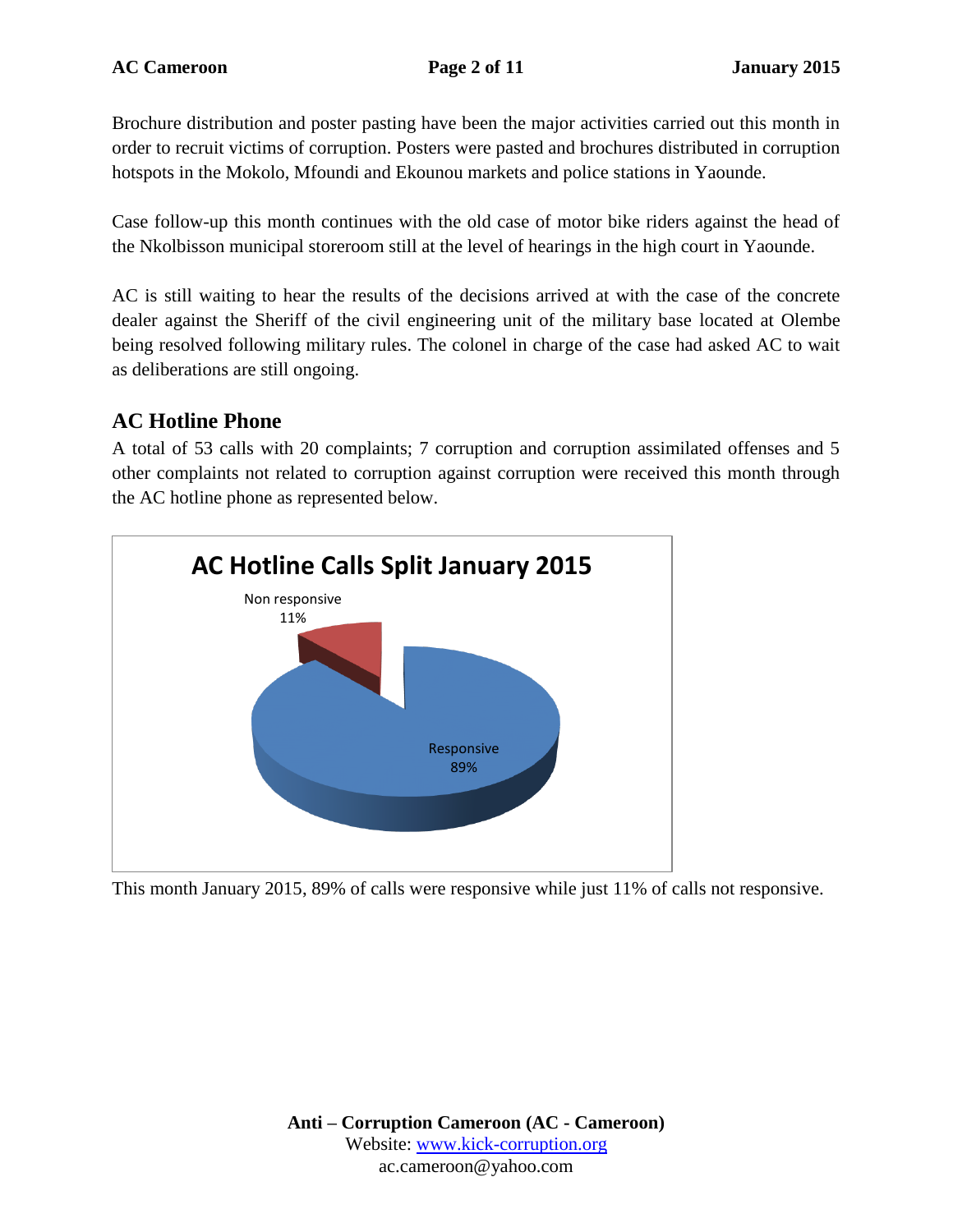Brochure distribution and poster pasting have been the major activities carried out this month in order to recruit victims of corruption. Posters were pasted and brochures distributed in corruption hotspots in the Mokolo, Mfoundi and Ekounou markets and police stations in Yaounde.

Case follow-up this month continues with the old case of motor bike riders against the head of the Nkolbisson municipal storeroom still at the level of hearings in the high court in Yaounde.

AC is still waiting to hear the results of the decisions arrived at with the case of the concrete dealer against the Sheriff of the civil engineering unit of the military base located at Olembe being resolved following military rules. The colonel in charge of the case had asked AC to wait as deliberations are still ongoing.

## AC Hotline Phone

A total of 53 calls with 20 complaints; 7 corruption and corruption assimilated offenses and 5 other complaints not related to corruption against corruption were received this month through the AC hotline phone as represented below.

**AC Hotline Calls Split January 2015**

Non responsive 11%

Responsive 89%

This month January 2015, 89% of calls were responsive while just 11% of calls not responsive.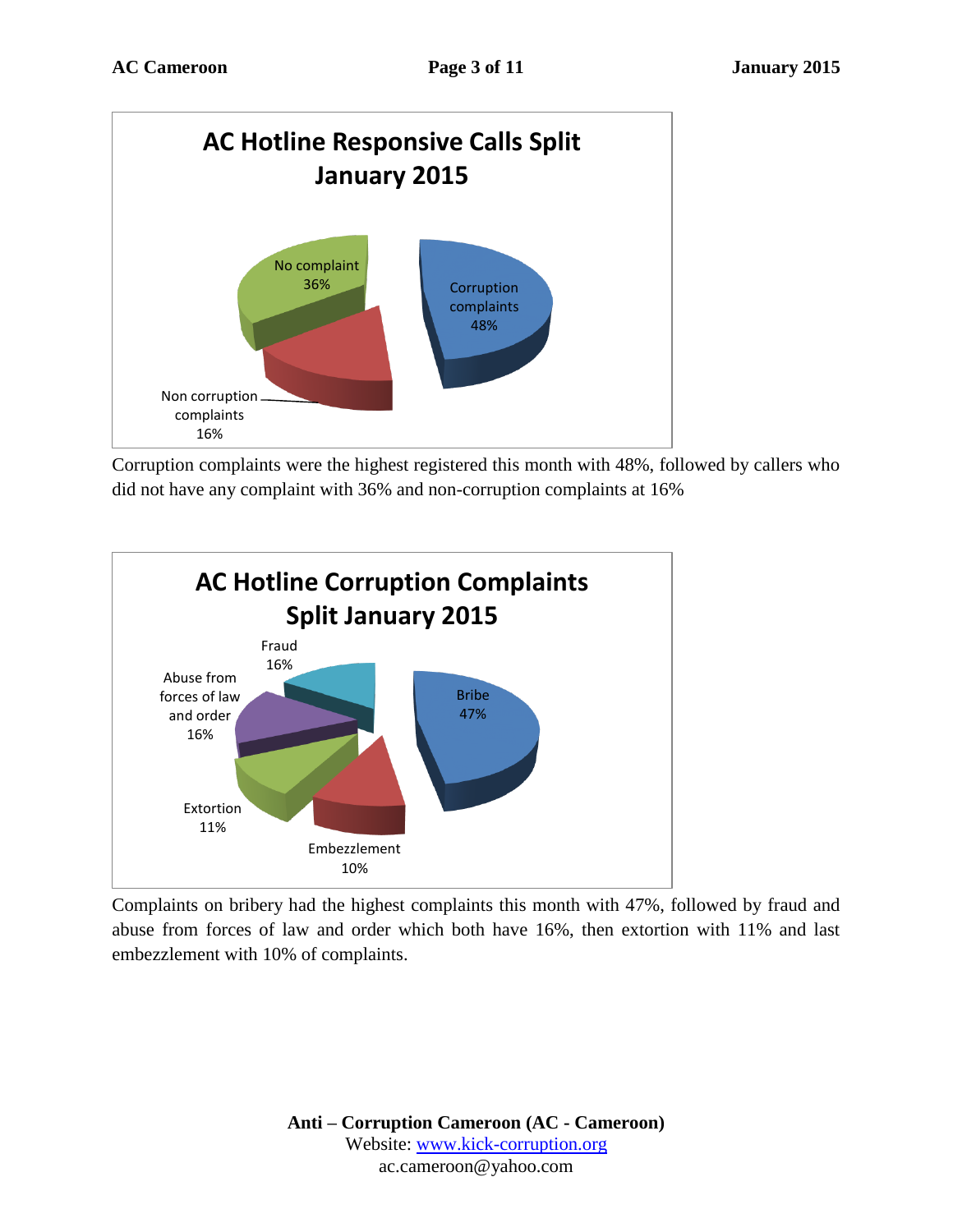**AC Hotline Responsive Calls Split January 2015**

- No complaint 36%
- Corruption complaints 48%
- Non corruption complaints 16%

Corruption complaints were the highest registered this month with 48%, followed by callers who did not have any complaint with 36% and non-corruption complaints at 16%

**AC Hotline Corruption Complaints Split January 2015**

- Fraud 16%
- Abuse from forces of law and order 16%
- Bribe 47%
- Extortion 11%
- Embezzlement 10%

Complaints on bribery had the highest complaints this month with 47%, followed by fraud and abuse from forces of law and order which both have 16%, then extortion with 11% and last embezzlement with 10% of complaints.

**Anti – Corruption Cameroon (AC - Cameroon)**
Website: www.kick-corruption.org
ac.cameroon@yahoo.com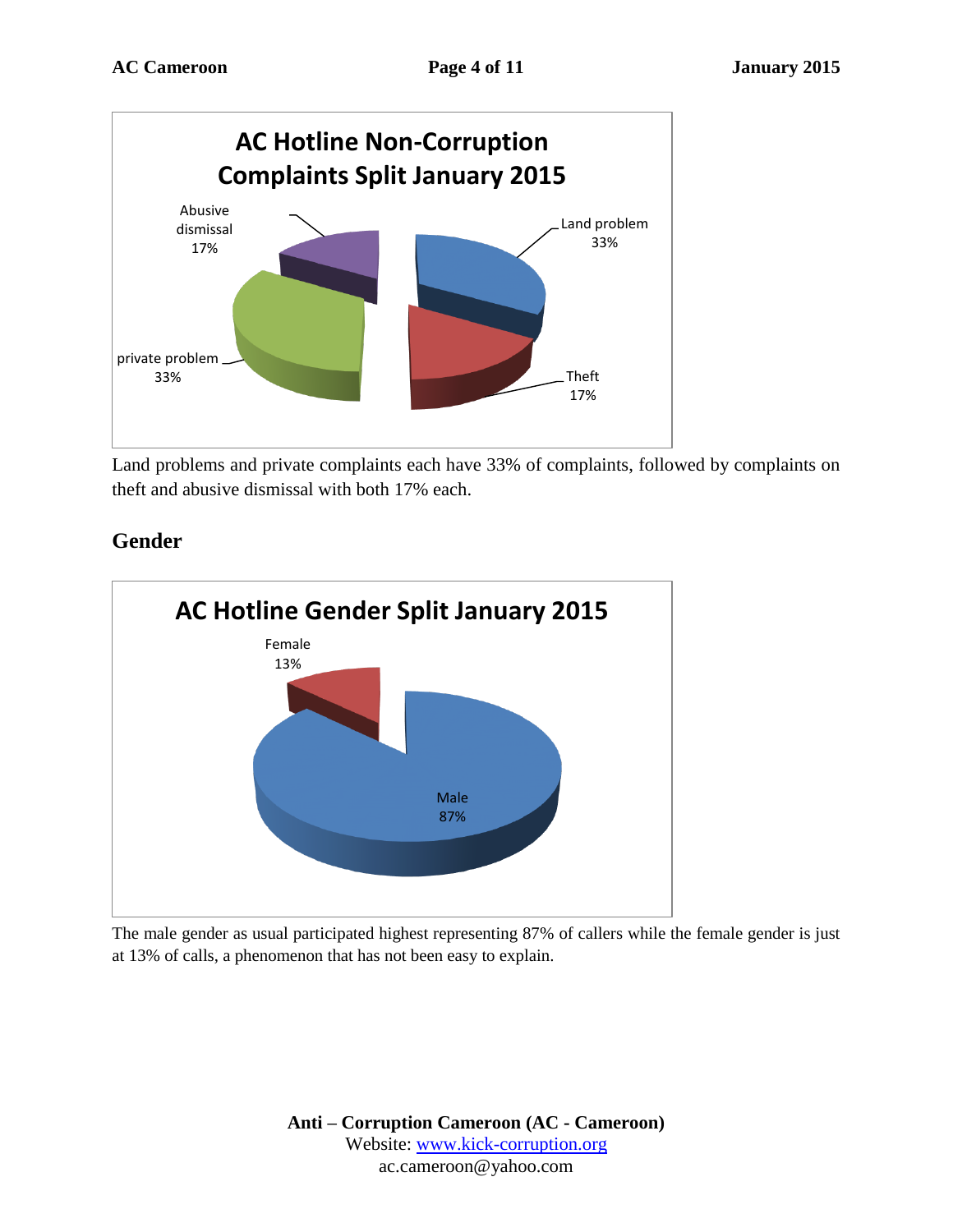**AC Hotline Non-Corruption Complaints Split January 2015**

| Category | Share |
| --- | --- |
| Land problem | 33% |
| Theft | 17% |
| private problem | 33% |
| Abusive dismissal | 17% |

Land problems and private complaints each have 33% of complaints, followed by complaints on theft and abusive dismissal with both 17% each.

## Gender

**AC Hotline Gender Split January 2015**

| Gender | Share |
| --- | --- |
| Female | 13% |
| Male | 87% |

The male gender as usual participated highest representing 87% of callers while the female gender is just at 13% of calls, a phenomenon that has not been easy to explain.

**Anti – Corruption Cameroon (AC - Cameroon)**
Website: [www.kick-corruption.org](http://www.kick-corruption.org)
ac.cameroon@yahoo.com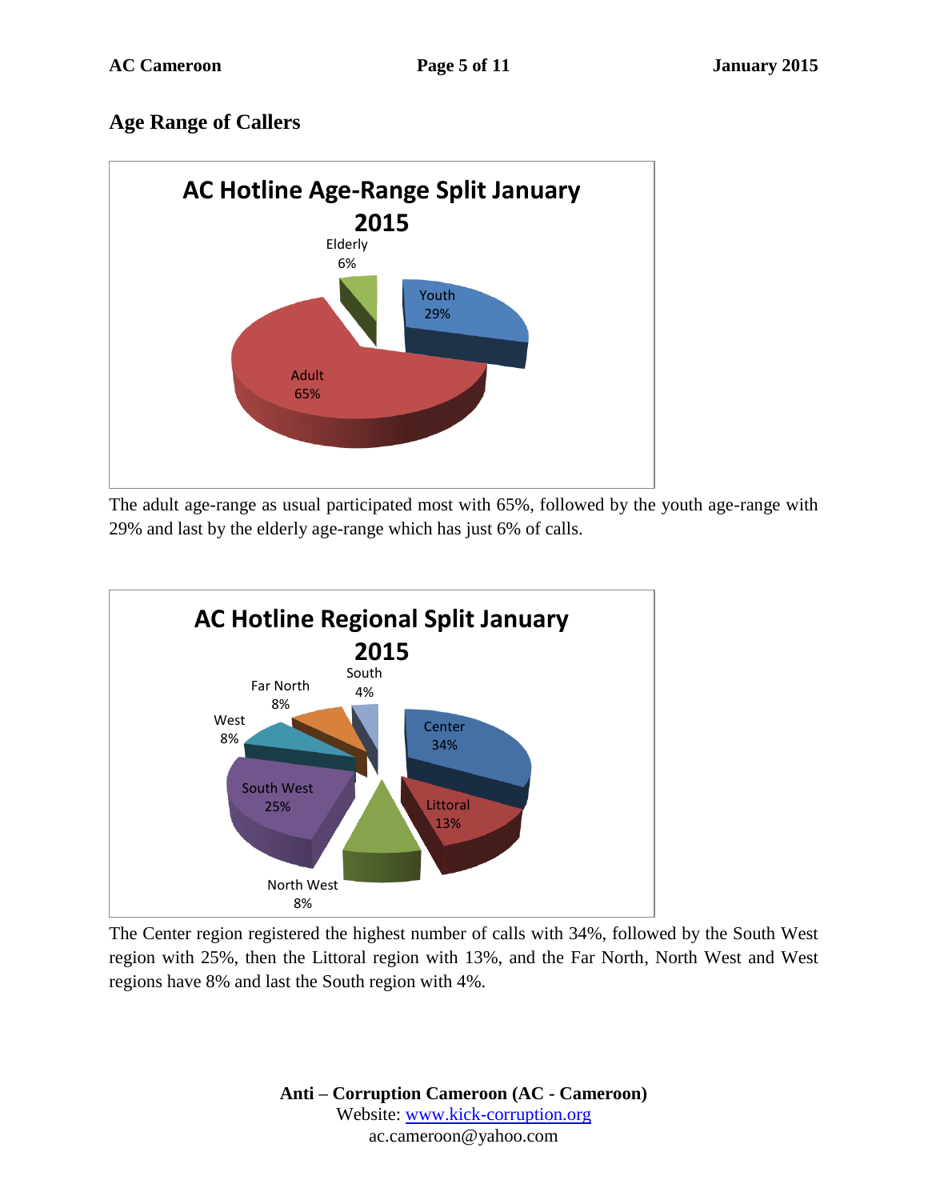## Age Range of Callers

**AC Hotline Age-Range Split January 2015**

| Age Range | Percentage |
|---|---|
| Youth | 29% |
| Adult | 65% |
| Elderly | 6% |

The adult age-range as usual participated most with 65%, followed by the youth age-range with 29% and last by the elderly age-range which has just 6% of calls.

**AC Hotline Regional Split January 2015**

| Region | Percentage |
|---|---|
| Center | 34% |
| Littoral | 13% |
| North West | 8% |
| South West | 25% |
| West | 8% |
| Far North | 8% |
| South | 4% |

The Center region registered the highest number of calls with 34%, followed by the South West region with 25%, then the Littoral region with 13%, and the Far North, North West and West regions have 8% and last the South region with 4%.

**Anti – Corruption Cameroon (AC - Cameroon)**
Website: www.kick-corruption.org
ac.cameroon@yahoo.com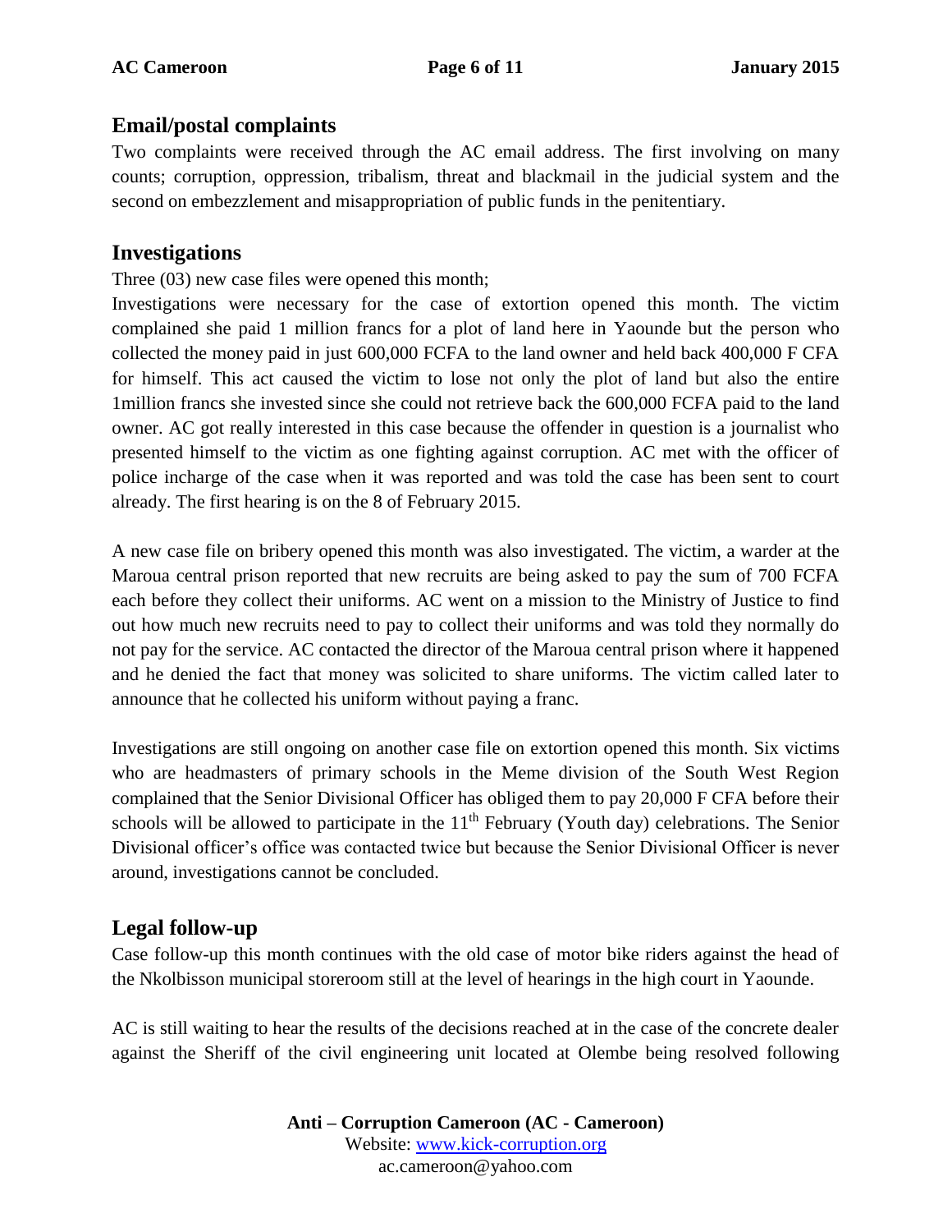## Email/postal complaints

Two complaints were received through the AC email address. The first involving on many counts; corruption, oppression, tribalism, threat and blackmail in the judicial system and the second on embezzlement and misappropriation of public funds in the penitentiary.

## Investigations

Three (03) new case files were opened this month;

Investigations were necessary for the case of extortion opened this month. The victim complained she paid 1 million francs for a plot of land here in Yaounde but the person who collected the money paid in just 600,000 FCFA to the land owner and held back 400,000 F CFA for himself. This act caused the victim to lose not only the plot of land but also the entire 1million francs she invested since she could not retrieve back the 600,000 FCFA paid to the land owner. AC got really interested in this case because the offender in question is a journalist who presented himself to the victim as one fighting against corruption. AC met with the officer of police incharge of the case when it was reported and was told the case has been sent to court already. The first hearing is on the 8 of February 2015.

A new case file on bribery opened this month was also investigated. The victim, a warder at the Maroua central prison reported that new recruits are being asked to pay the sum of 700 FCFA each before they collect their uniforms. AC went on a mission to the Ministry of Justice to find out how much new recruits need to pay to collect their uniforms and was told they normally do not pay for the service. AC contacted the director of the Maroua central prison where it happened and he denied the fact that money was solicited to share uniforms. The victim called later to announce that he collected his uniform without paying a franc.

Investigations are still ongoing on another case file on extortion opened this month. Six victims who are headmasters of primary schools in the Meme division of the South West Region complained that the Senior Divisional Officer has obliged them to pay 20,000 F CFA before their schools will be allowed to participate in the 11th February (Youth day) celebrations. The Senior Divisional officer's office was contacted twice but because the Senior Divisional Officer is never around, investigations cannot be concluded.

## Legal follow-up

Case follow-up this month continues with the old case of motor bike riders against the head of the Nkolbisson municipal storeroom still at the level of hearings in the high court in Yaounde.

AC is still waiting to hear the results of the decisions reached at in the case of the concrete dealer against the Sheriff of the civil engineering unit located at Olembe being resolved following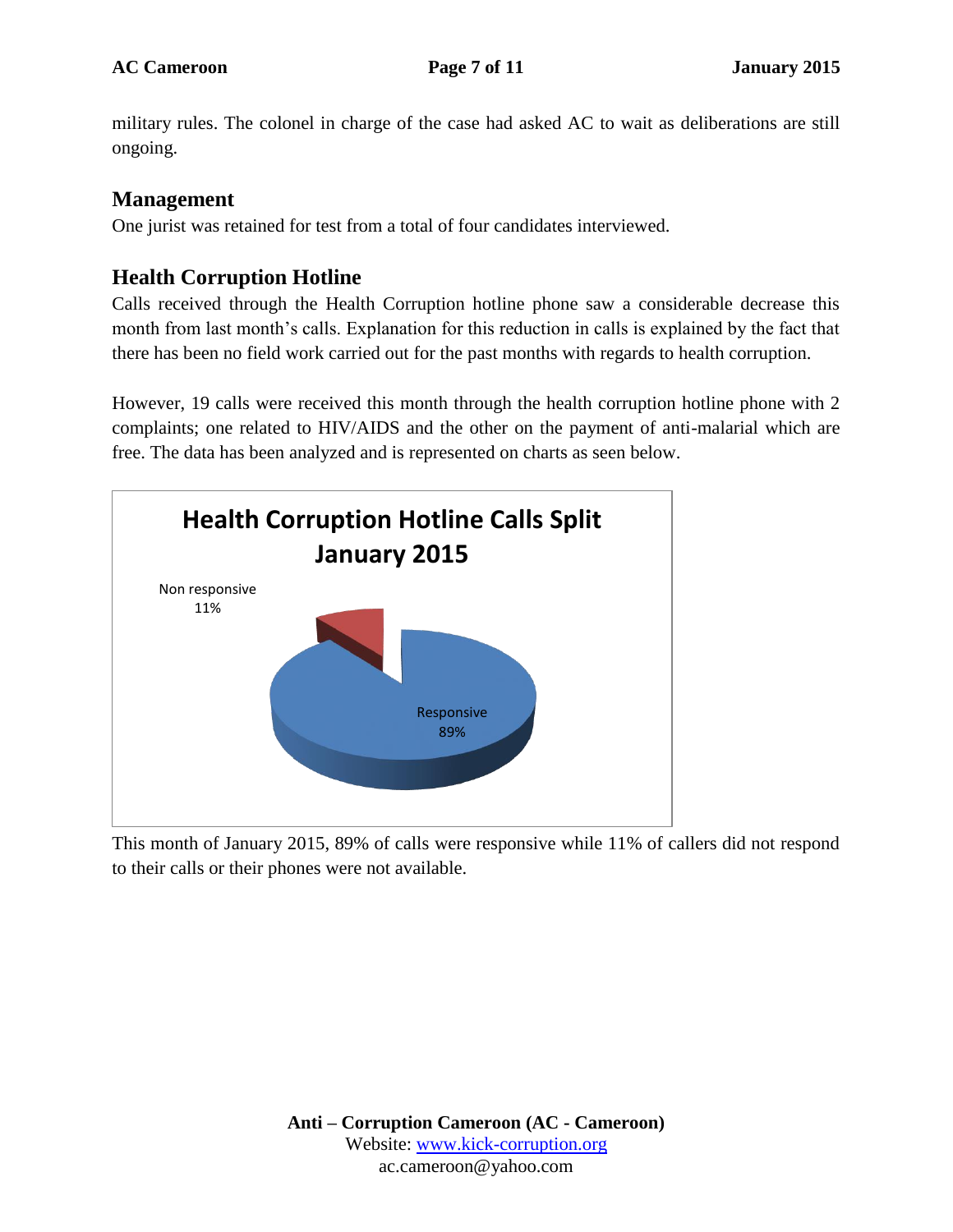military rules. The colonel in charge of the case had asked AC to wait as deliberations are still ongoing.

## Management

One jurist was retained for test from a total of four candidates interviewed.

## Health Corruption Hotline

Calls received through the Health Corruption hotline phone saw a considerable decrease this month from last month's calls. Explanation for this reduction in calls is explained by the fact that there has been no field work carried out for the past months with regards to health corruption.

However, 19 calls were received this month through the health corruption hotline phone with 2 complaints; one related to HIV/AIDS and the other on the payment of anti-malarial which are free. The data has been analyzed and is represented on charts as seen below.

**Health Corruption Hotline Calls Split January 2015**

Non responsive 11%

Responsive 89%

This month of January 2015, 89% of calls were responsive while 11% of callers did not respond to their calls or their phones were not available.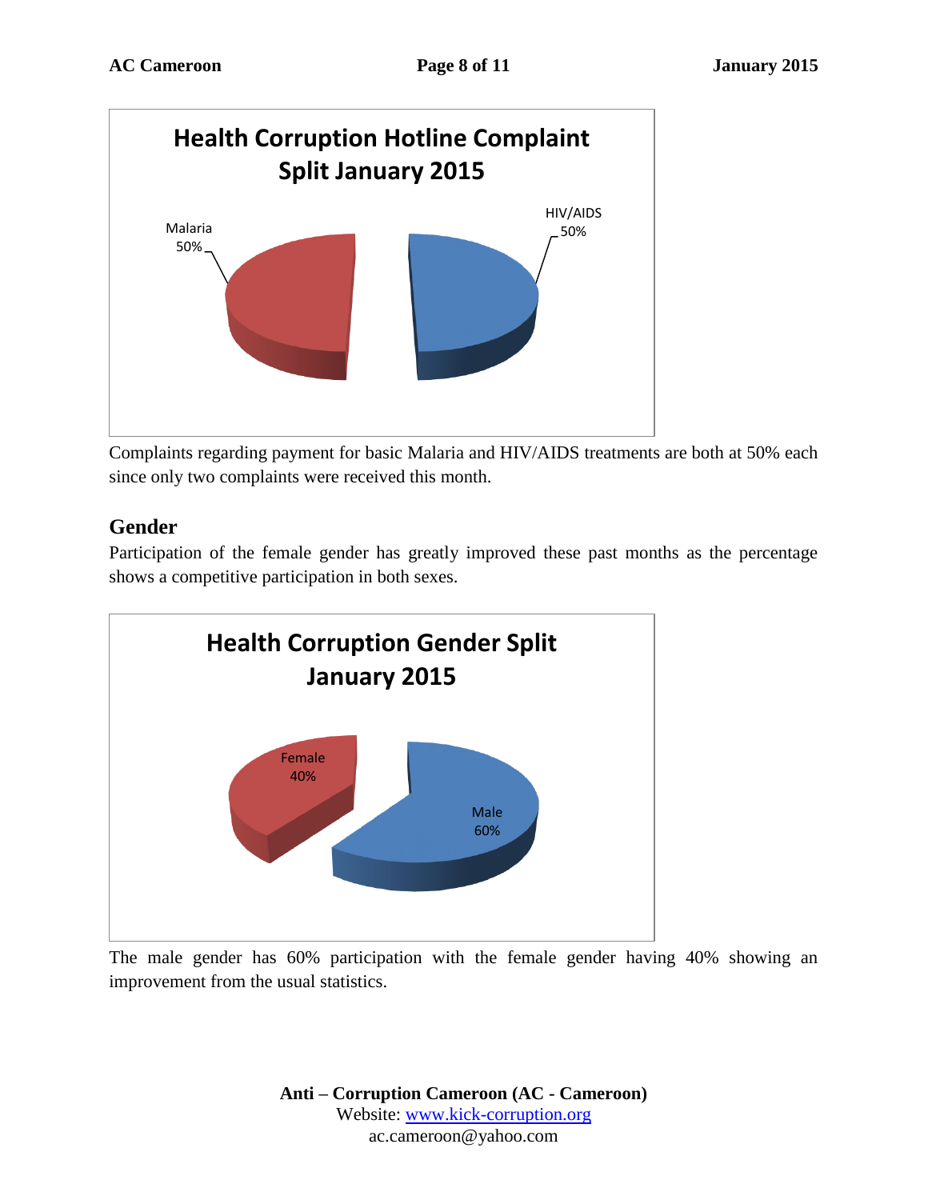**Health Corruption Hotline Complaint Split January 2015**

Malaria 50%

HIV/AIDS 50%

Complaints regarding payment for basic Malaria and HIV/AIDS treatments are both at 50% each since only two complaints were received this month.

## Gender

Participation of the female gender has greatly improved these past months as the percentage shows a competitive participation in both sexes.

**Health Corruption Gender Split January 2015**

Female 40%

Male 60%

The male gender has 60% participation with the female gender having 40% showing an improvement from the usual statistics.

**Anti – Corruption Cameroon (AC - Cameroon)**
Website: www.kick-corruption.org
ac.cameroon@yahoo.com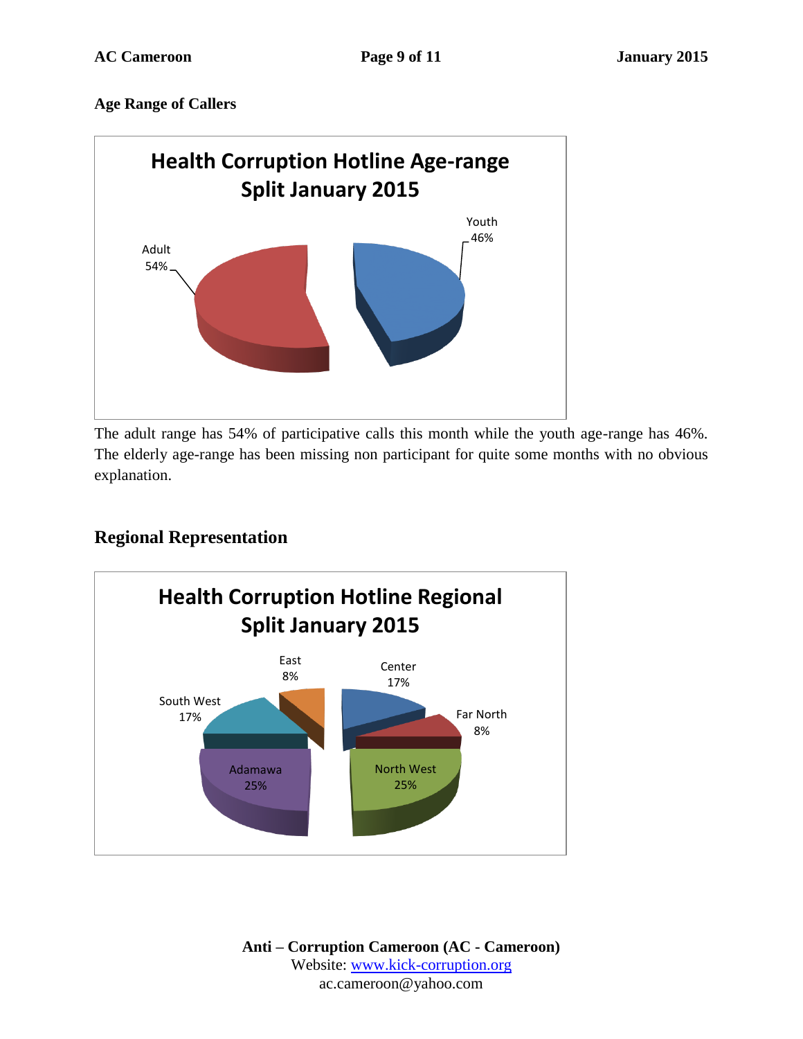**Age Range of Callers**

**Health Corruption Hotline Age-range Split January 2015**

Youth 46%

Adult 54%

The adult range has 54% of participative calls this month while the youth age-range has 46%. The elderly age-range has been missing non participant for quite some months with no obvious explanation.

## Regional Representation

**Health Corruption Hotline Regional Split January 2015**

East 8%

Center 17%

South West 17%

Far North 8%

Adamawa 25%

North West 25%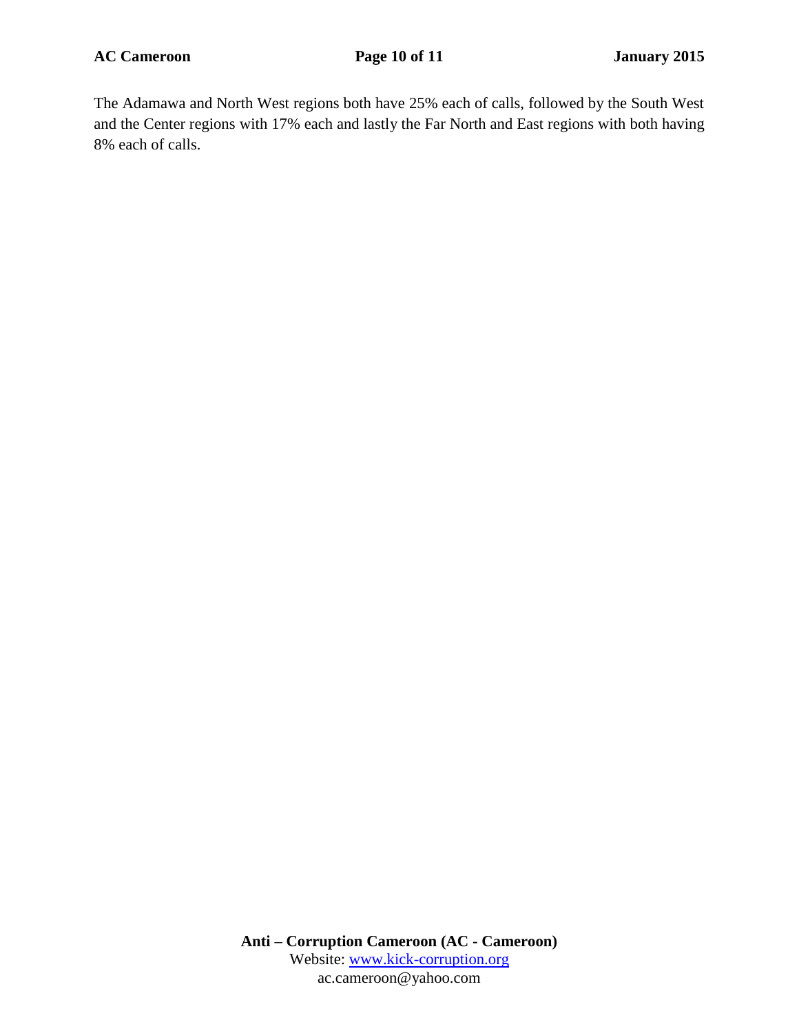The Adamawa and North West regions both have 25% each of calls, followed by the South West and the Center regions with 17% each and lastly the Far North and East regions with both having 8% each of calls.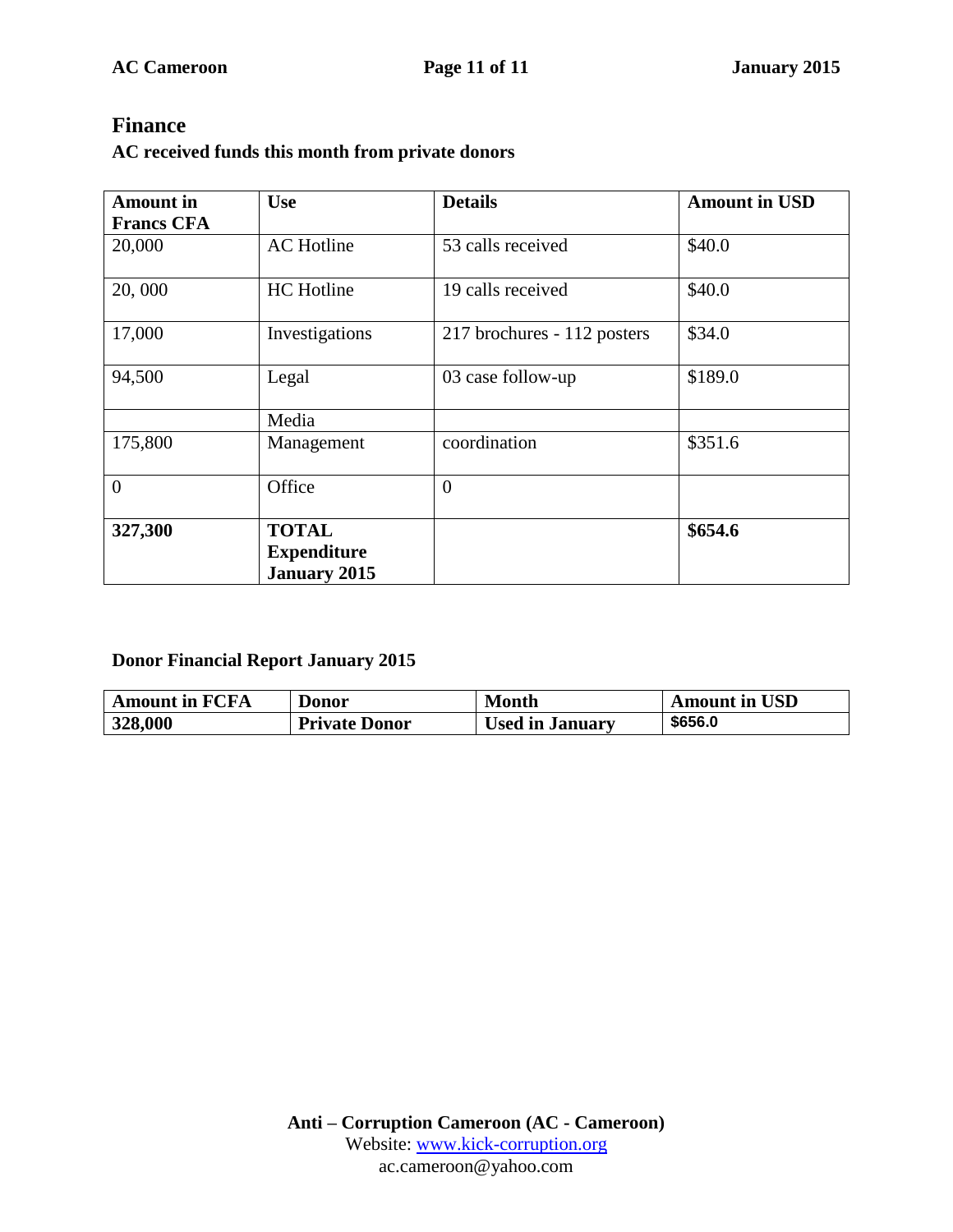## Finance

**AC received funds this month from private donors**

| Amount in Francs CFA | Use | Details | Amount in USD |
|---|---|---|---|
| 20,000 | AC Hotline | 53 calls received | $40.0 |
| 20, 000 | HC Hotline | 19 calls received | $40.0 |
| 17,000 | Investigations | 217 brochures - 112 posters | $34.0 |
| 94,500 | Legal | 03 case follow-up | $189.0 |
| | Media | | |
| 175,800 | Management | coordination | $351.6 |
| 0 | Office | 0 | |
| **327,300** | **TOTAL Expenditure January 2015** | | **$654.6** |

**Donor Financial Report January 2015**

| Amount in FCFA | Donor | Month | Amount in USD |
|---|---|---|---|
| **328,000** | **Private Donor** | **Used in January** | **$656.0** |

**Anti – Corruption Cameroon (AC - Cameroon)**
Website: www.kick-corruption.org
ac.cameroon@yahoo.com